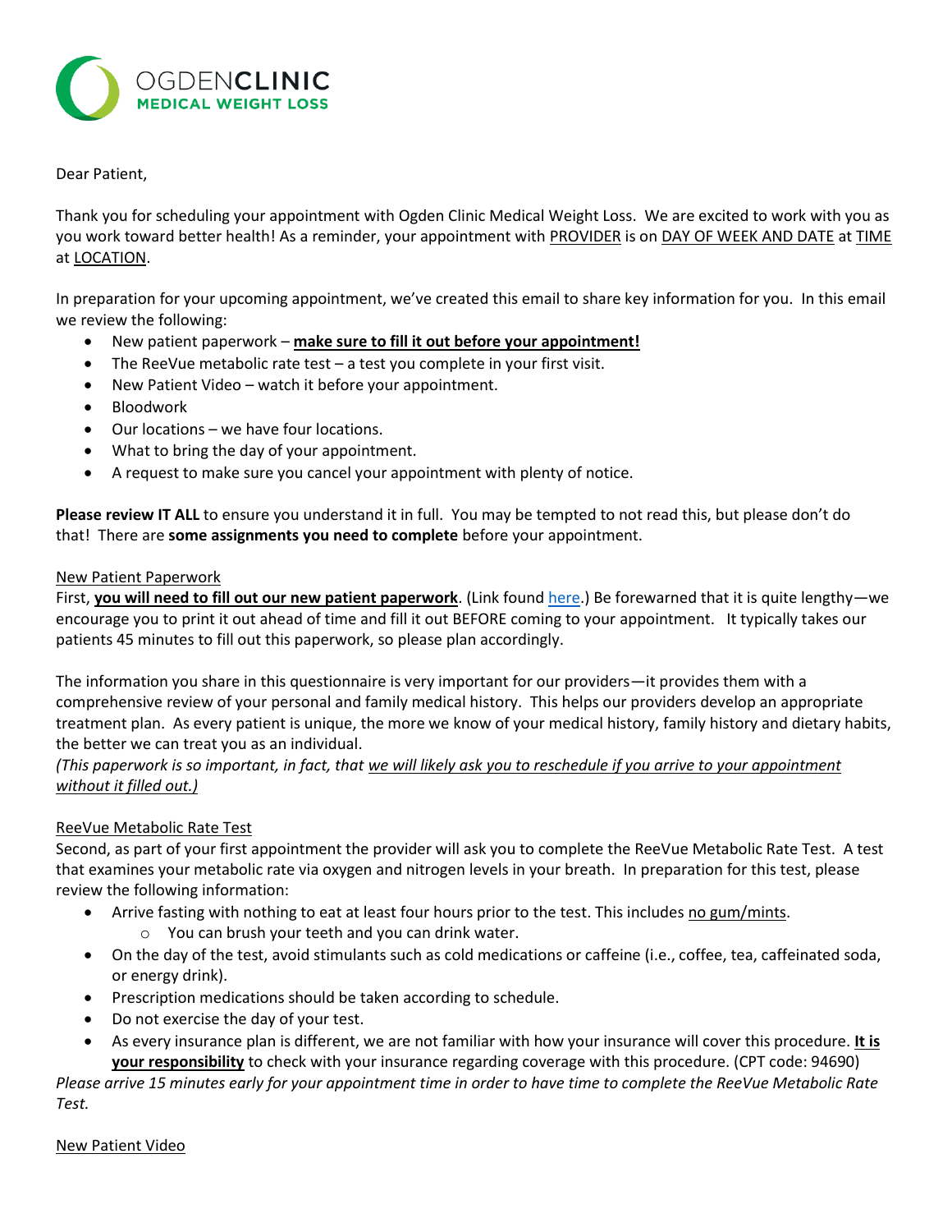**OGDENCLINIC**
**MEDICAL WEIGHT LOSS**

Dear Patient,

Thank you for scheduling your appointment with Ogden Clinic Medical Weight Loss. We are excited to work with you as you work toward better health! As a reminder, your appointment with PROVIDER is on DAY OF WEEK AND DATE at TIME at LOCATION.

In preparation for your upcoming appointment, we've created this email to share key information for you. In this email we review the following:

- New patient paperwork – **make sure to fill it out before your appointment!**
- The ReeVue metabolic rate test – a test you complete in your first visit.
- New Patient Video – watch it before your appointment.
- Bloodwork
- Our locations – we have four locations.
- What to bring the day of your appointment.
- A request to make sure you cancel your appointment with plenty of notice.

**Please review IT ALL** to ensure you understand it in full. You may be tempted to not read this, but please don't do that! There are **some assignments you need to complete** before your appointment.

## New Patient Paperwork

First, **you will need to fill out our new patient paperwork**. (Link found here.) Be forewarned that it is quite lengthy—we encourage you to print it out ahead of time and fill it out BEFORE coming to your appointment. It typically takes our patients 45 minutes to fill out this paperwork, so please plan accordingly.

The information you share in this questionnaire is very important for our providers—it provides them with a comprehensive review of your personal and family medical history. This helps our providers develop an appropriate treatment plan. As every patient is unique, the more we know of your medical history, family history and dietary habits, the better we can treat you as an individual.

*(This paperwork is so important, in fact, that we will likely ask you to reschedule if you arrive to your appointment without it filled out.)*

## ReeVue Metabolic Rate Test

Second, as part of your first appointment the provider will ask you to complete the ReeVue Metabolic Rate Test. A test that examines your metabolic rate via oxygen and nitrogen levels in your breath. In preparation for this test, please review the following information:

- Arrive fasting with nothing to eat at least four hours prior to the test. This includes no gum/mints.
  - You can brush your teeth and you can drink water.
- On the day of the test, avoid stimulants such as cold medications or caffeine (i.e., coffee, tea, caffeinated soda, or energy drink).
- Prescription medications should be taken according to schedule.
- Do not exercise the day of your test.
- As every insurance plan is different, we are not familiar with how your insurance will cover this procedure. **It is your responsibility** to check with your insurance regarding coverage with this procedure. (CPT code: 94690)

*Please arrive 15 minutes early for your appointment time in order to have time to complete the ReeVue Metabolic Rate Test.*

## New Patient Video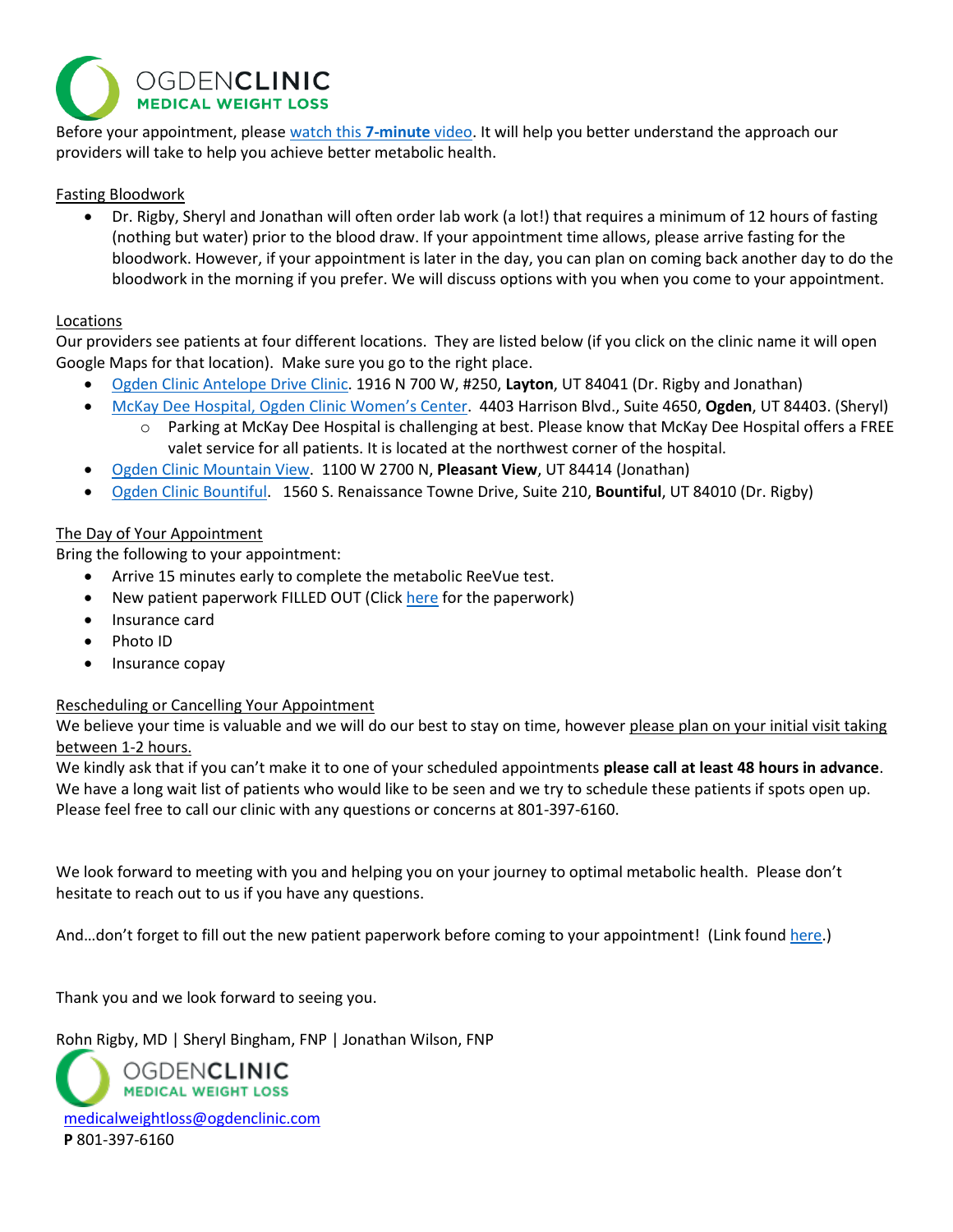OGDENCLINIC
MEDICAL WEIGHT LOSS

Before your appointment, please watch this **7-minute** video. It will help you better understand the approach our providers will take to help you achieve better metabolic health.

Fasting Bloodwork

- Dr. Rigby, Sheryl and Jonathan will often order lab work (a lot!) that requires a minimum of 12 hours of fasting (nothing but water) prior to the blood draw. If your appointment time allows, please arrive fasting for the bloodwork. However, if your appointment is later in the day, you can plan on coming back another day to do the bloodwork in the morning if you prefer. We will discuss options with you when you come to your appointment.

Locations

Our providers see patients at four different locations. They are listed below (if you click on the clinic name it will open Google Maps for that location). Make sure you go to the right place.

- Ogden Clinic Antelope Drive Clinic. 1916 N 700 W, #250, **Layton**, UT 84041 (Dr. Rigby and Jonathan)
- McKay Dee Hospital, Ogden Clinic Women's Center. 4403 Harrison Blvd., Suite 4650, **Ogden**, UT 84403. (Sheryl)
  - Parking at McKay Dee Hospital is challenging at best. Please know that McKay Dee Hospital offers a FREE valet service for all patients. It is located at the northwest corner of the hospital.
- Ogden Clinic Mountain View. 1100 W 2700 N, **Pleasant View**, UT 84414 (Jonathan)
- Ogden Clinic Bountiful. 1560 S. Renaissance Towne Drive, Suite 210, **Bountiful**, UT 84010 (Dr. Rigby)

The Day of Your Appointment

Bring the following to your appointment:

- Arrive 15 minutes early to complete the metabolic ReeVue test.
- New patient paperwork FILLED OUT (Click here for the paperwork)
- Insurance card
- Photo ID
- Insurance copay

Rescheduling or Cancelling Your Appointment

We believe your time is valuable and we will do our best to stay on time, however please plan on your initial visit taking between 1-2 hours.

We kindly ask that if you can't make it to one of your scheduled appointments **please call at least 48 hours in advance**. We have a long wait list of patients who would like to be seen and we try to schedule these patients if spots open up. Please feel free to call our clinic with any questions or concerns at 801-397-6160.

We look forward to meeting with you and helping you on your journey to optimal metabolic health. Please don't hesitate to reach out to us if you have any questions.

And…don't forget to fill out the new patient paperwork before coming to your appointment! (Link found here.)

Thank you and we look forward to seeing you.

Rohn Rigby, MD | Sheryl Bingham, FNP | Jonathan Wilson, FNP

OGDENCLINIC
MEDICAL WEIGHT LOSS

medicalweightloss@ogdenclinic.com

**P** 801-397-6160